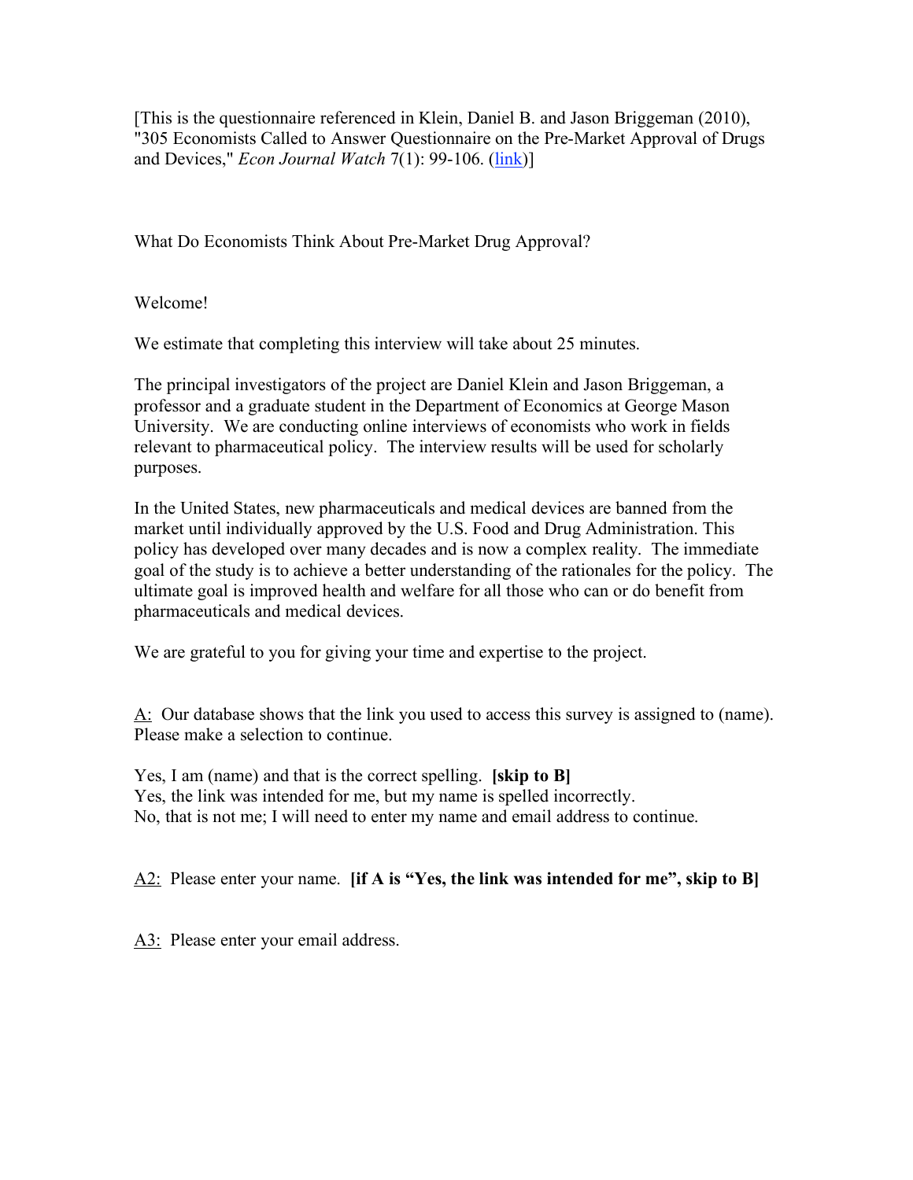[This is the questionnaire referenced in Klein, Daniel B. and Jason Briggeman (2010), "305 Economists Called to Answer Questionnaire on the Pre-Market Approval of Drugs and Devices," *Econ Journal Watch* 7(1): 99-106. (link)]

# What Do Economists Think About Pre-Market Drug Approval?

Welcome!

We estimate that completing this interview will take about 25 minutes.

The principal investigators of the project are Daniel Klein and Jason Briggeman, a professor and a graduate student in the Department of Economics at George Mason University. We are conducting online interviews of economists who work in fields relevant to pharmaceutical policy. The interview results will be used for scholarly purposes.

In the United States, new pharmaceuticals and medical devices are banned from the market until individually approved by the U.S. Food and Drug Administration. This policy has developed over many decades and is now a complex reality. The immediate goal of the study is to achieve a better understanding of the rationales for the policy. The ultimate goal is improved health and welfare for all those who can or do benefit from pharmaceuticals and medical devices.

We are grateful to you for giving your time and expertise to the project.

A: Our database shows that the link you used to access this survey is assigned to (name). Please make a selection to continue.

Yes, I am (name) and that is the correct spelling. **[skip to B]**
Yes, the link was intended for me, but my name is spelled incorrectly.
No, that is not me; I will need to enter my name and email address to continue.

A2: Please enter your name. **[if A is "Yes, the link was intended for me", skip to B]**

A3: Please enter your email address.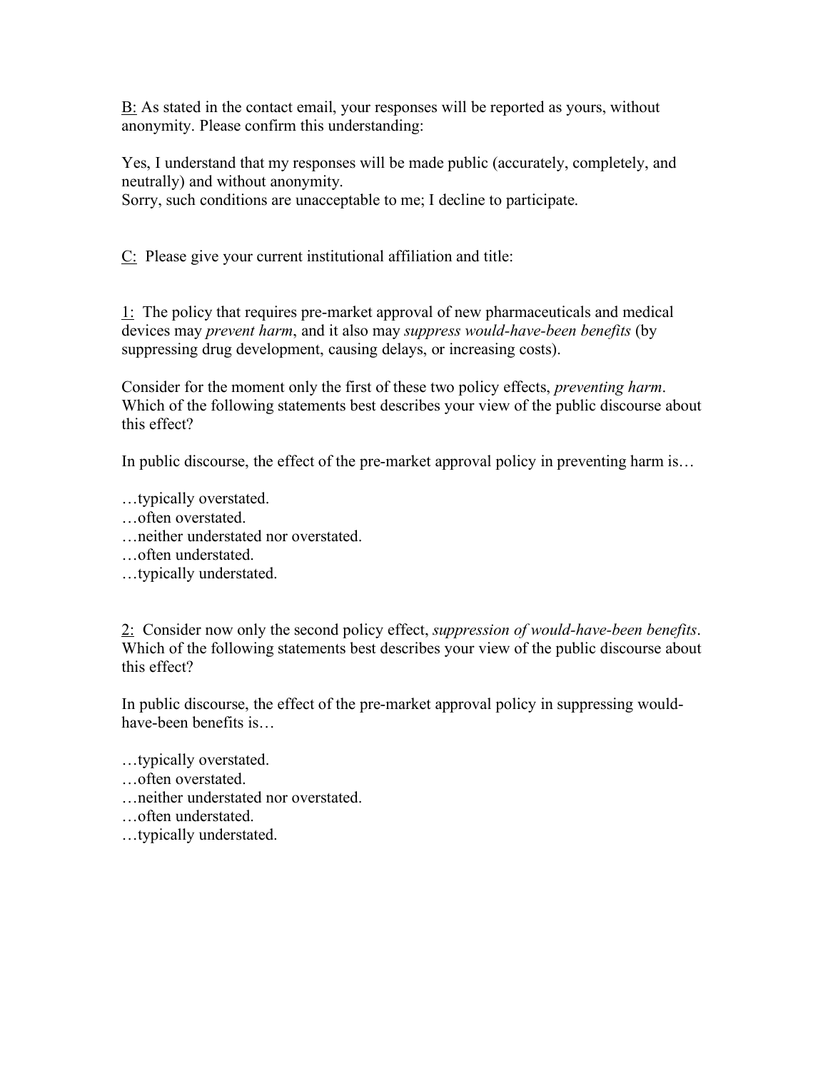<u>B:</u> As stated in the contact email, your responses will be reported as yours, without anonymity. Please confirm this understanding:

Yes, I understand that my responses will be made public (accurately, completely, and neutrally) and without anonymity.
Sorry, such conditions are unacceptable to me; I decline to participate.

<u>C:</u> Please give your current institutional affiliation and title:

<u>1:</u> The policy that requires pre-market approval of new pharmaceuticals and medical devices may *prevent harm*, and it also may *suppress would-have-been benefits* (by suppressing drug development, causing delays, or increasing costs).

Consider for the moment only the first of these two policy effects, *preventing harm*. Which of the following statements best describes your view of the public discourse about this effect?

In public discourse, the effect of the pre-market approval policy in preventing harm is…

…typically overstated.
…often overstated.
…neither understated nor overstated.
…often understated.
…typically understated.

<u>2:</u> Consider now only the second policy effect, *suppression of would-have-been benefits*. Which of the following statements best describes your view of the public discourse about this effect?

In public discourse, the effect of the pre-market approval policy in suppressing would-have-been benefits is…

…typically overstated.
…often overstated.
…neither understated nor overstated.
…often understated.
…typically understated.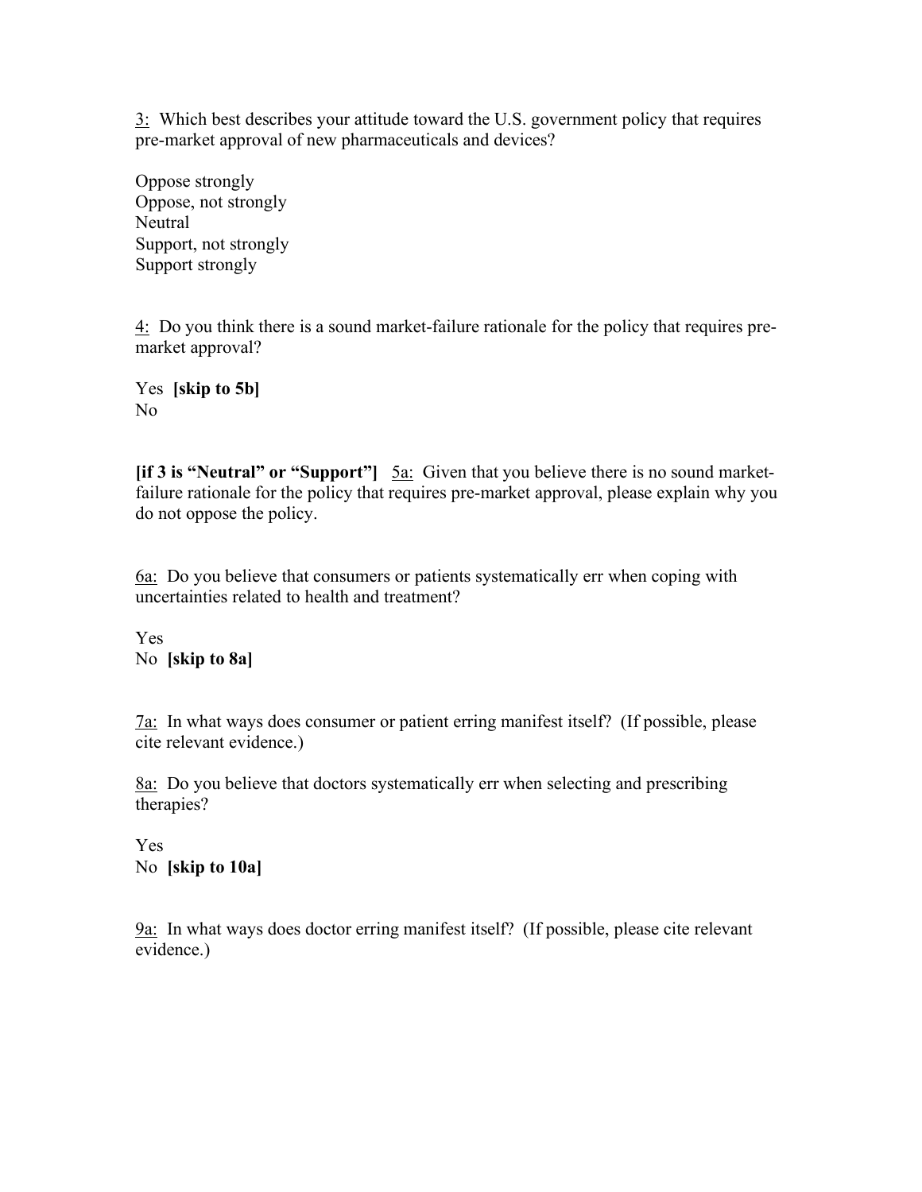3: Which best describes your attitude toward the U.S. government policy that requires pre-market approval of new pharmaceuticals and devices?

Oppose strongly
Oppose, not strongly
Neutral
Support, not strongly
Support strongly

4: Do you think there is a sound market-failure rationale for the policy that requires pre-market approval?

Yes **[skip to 5b]**
No

**[if 3 is "Neutral" or "Support"]** 5a: Given that you believe there is no sound market-failure rationale for the policy that requires pre-market approval, please explain why you do not oppose the policy.

6a: Do you believe that consumers or patients systematically err when coping with uncertainties related to health and treatment?

Yes
No **[skip to 8a]**

7a: In what ways does consumer or patient erring manifest itself? (If possible, please cite relevant evidence.)

8a: Do you believe that doctors systematically err when selecting and prescribing therapies?

Yes
No **[skip to 10a]**

9a: In what ways does doctor erring manifest itself? (If possible, please cite relevant evidence.)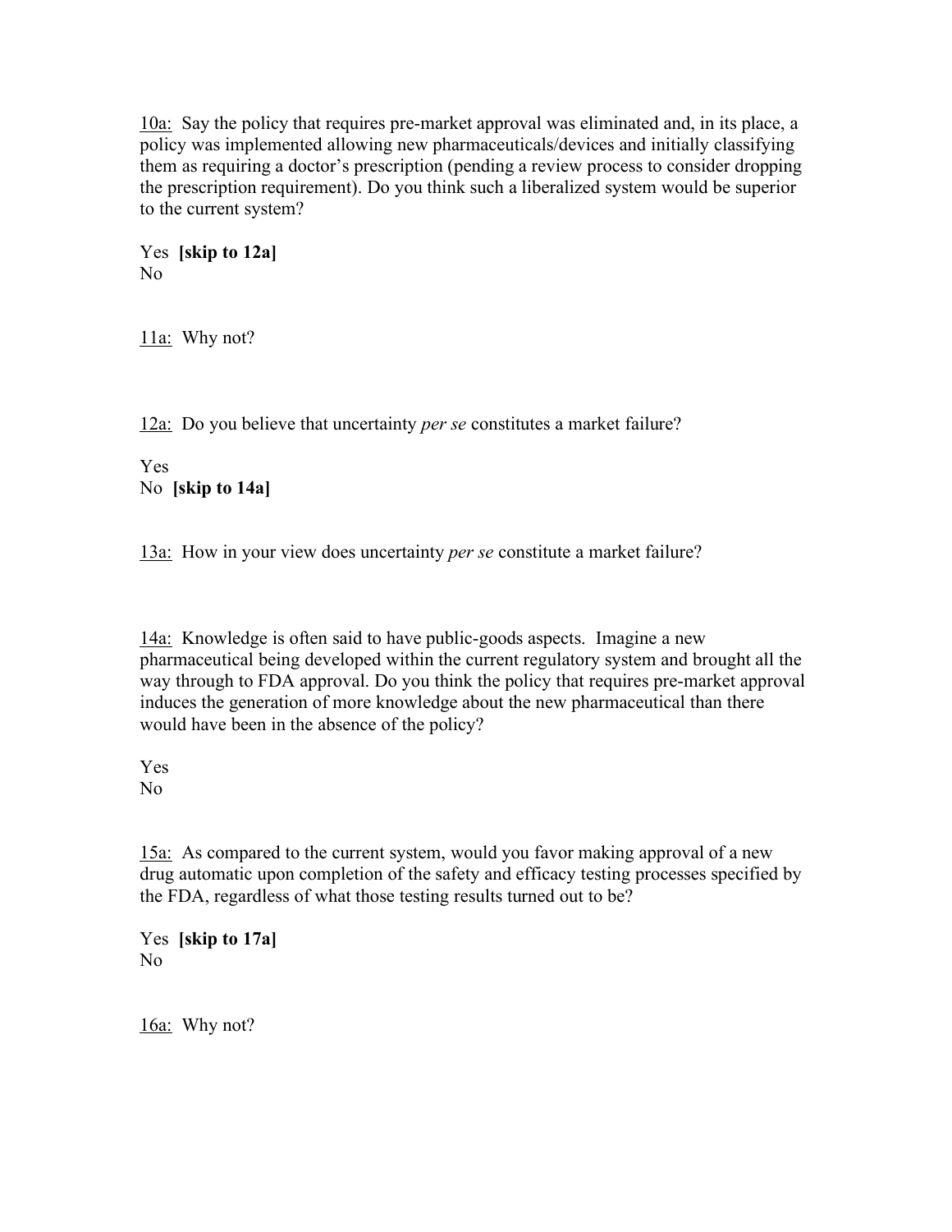<u>10a:</u> Say the policy that requires pre-market approval was eliminated and, in its place, a policy was implemented allowing new pharmaceuticals/devices and initially classifying them as requiring a doctor's prescription (pending a review process to consider dropping the prescription requirement). Do you think such a liberalized system would be superior to the current system?

Yes **[skip to 12a]**
No

<u>11a:</u> Why not?

<u>12a:</u> Do you believe that uncertainty *per se* constitutes a market failure?

Yes
No **[skip to 14a]**

<u>13a:</u> How in your view does uncertainty *per se* constitute a market failure?

<u>14a:</u> Knowledge is often said to have public-goods aspects. Imagine a new pharmaceutical being developed within the current regulatory system and brought all the way through to FDA approval. Do you think the policy that requires pre-market approval induces the generation of more knowledge about the new pharmaceutical than there would have been in the absence of the policy?

Yes
No

<u>15a:</u> As compared to the current system, would you favor making approval of a new drug automatic upon completion of the safety and efficacy testing processes specified by the FDA, regardless of what those testing results turned out to be?

Yes **[skip to 17a]**
No

<u>16a:</u> Why not?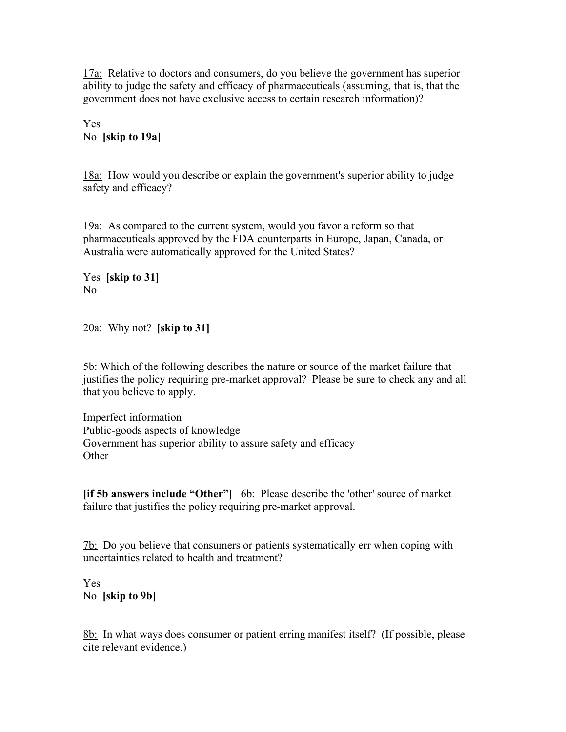<u>17a:</u> Relative to doctors and consumers, do you believe the government has superior ability to judge the safety and efficacy of pharmaceuticals (assuming, that is, that the government does not have exclusive access to certain research information)?

Yes
No **[skip to 19a]**

<u>18a:</u> How would you describe or explain the government's superior ability to judge safety and efficacy?

<u>19a:</u> As compared to the current system, would you favor a reform so that pharmaceuticals approved by the FDA counterparts in Europe, Japan, Canada, or Australia were automatically approved for the United States?

Yes **[skip to 31]**
No

<u>20a:</u> Why not? **[skip to 31]**

<u>5b:</u> Which of the following describes the nature or source of the market failure that justifies the policy requiring pre-market approval? Please be sure to check any and all that you believe to apply.

Imperfect information
Public-goods aspects of knowledge
Government has superior ability to assure safety and efficacy
Other

**[if 5b answers include "Other"]** <u>6b:</u> Please describe the 'other' source of market failure that justifies the policy requiring pre-market approval.

<u>7b:</u> Do you believe that consumers or patients systematically err when coping with uncertainties related to health and treatment?

Yes
No **[skip to 9b]**

<u>8b:</u> In what ways does consumer or patient erring manifest itself? (If possible, please cite relevant evidence.)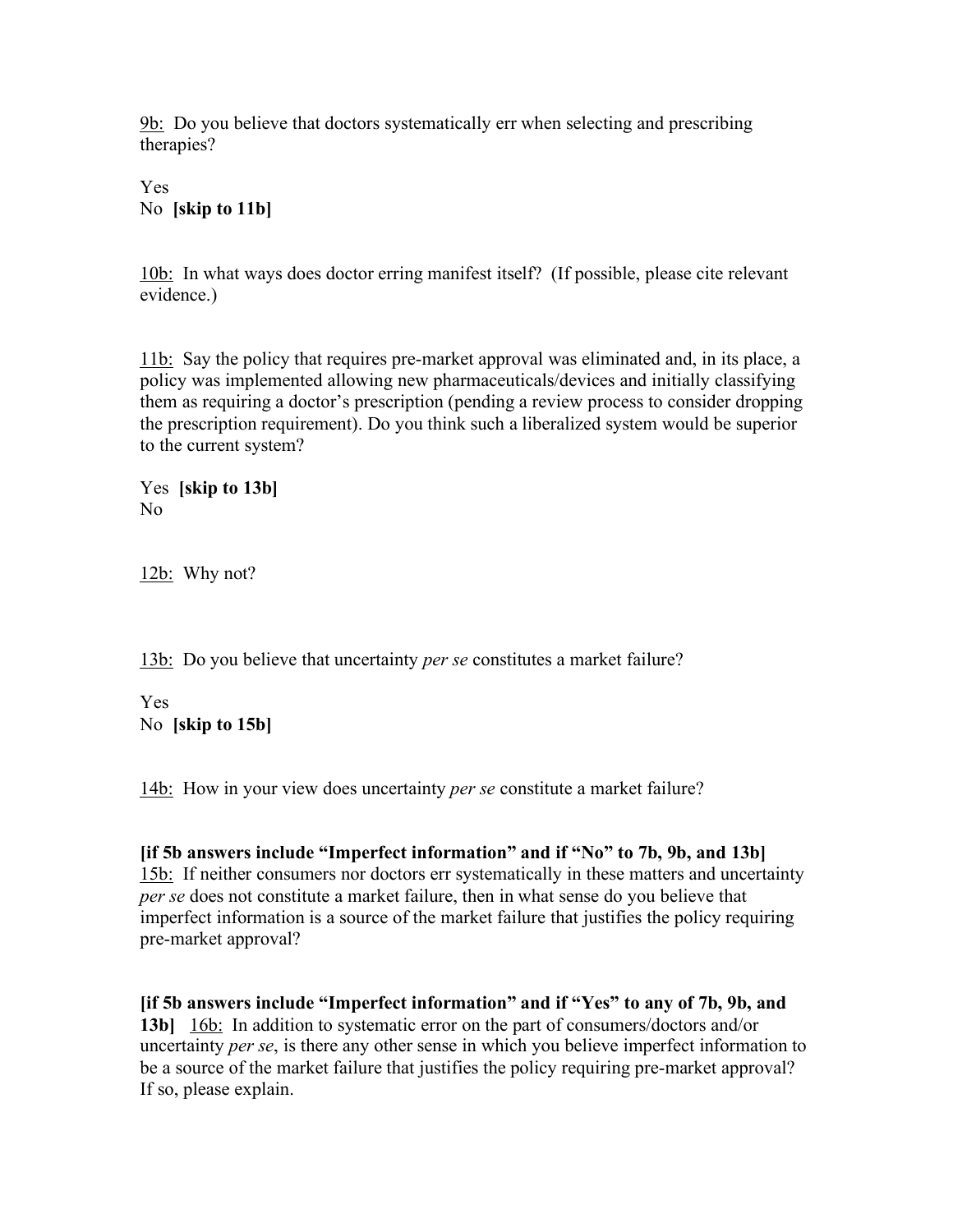<u>9b:</u> Do you believe that doctors systematically err when selecting and prescribing therapies?

Yes
No **[skip to 11b]**

<u>10b:</u> In what ways does doctor erring manifest itself? (If possible, please cite relevant evidence.)

<u>11b:</u> Say the policy that requires pre-market approval was eliminated and, in its place, a policy was implemented allowing new pharmaceuticals/devices and initially classifying them as requiring a doctor's prescription (pending a review process to consider dropping the prescription requirement). Do you think such a liberalized system would be superior to the current system?

Yes **[skip to 13b]**
No

<u>12b:</u> Why not?

<u>13b:</u> Do you believe that uncertainty *per se* constitutes a market failure?

Yes
No **[skip to 15b]**

<u>14b:</u> How in your view does uncertainty *per se* constitute a market failure?

**[if 5b answers include "Imperfect information" and if "No" to 7b, 9b, and 13b]**
<u>15b:</u> If neither consumers nor doctors err systematically in these matters and uncertainty *per se* does not constitute a market failure, then in what sense do you believe that imperfect information is a source of the market failure that justifies the policy requiring pre-market approval?

**[if 5b answers include "Imperfect information" and if "Yes" to any of 7b, 9b, and 13b]** <u>16b:</u> In addition to systematic error on the part of consumers/doctors and/or uncertainty *per se*, is there any other sense in which you believe imperfect information to be a source of the market failure that justifies the policy requiring pre-market approval? If so, please explain.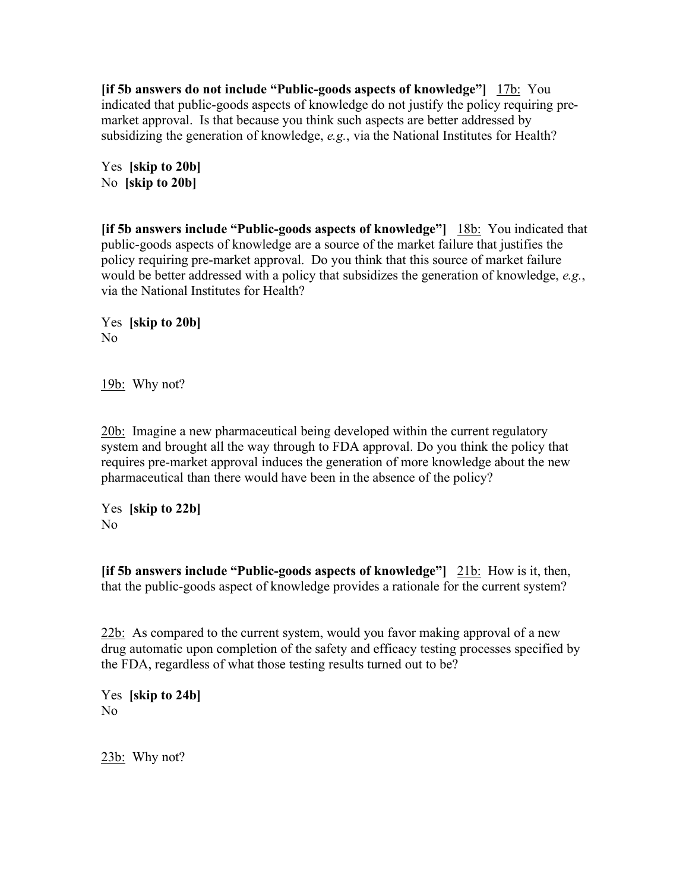**[if 5b answers do not include "Public-goods aspects of knowledge"]** 17b: You indicated that public-goods aspects of knowledge do not justify the policy requiring pre-market approval. Is that because you think such aspects are better addressed by subsidizing the generation of knowledge, *e.g.*, via the National Institutes for Health?

Yes **[skip to 20b]**
No **[skip to 20b]**

**[if 5b answers include "Public-goods aspects of knowledge"]** 18b: You indicated that public-goods aspects of knowledge are a source of the market failure that justifies the policy requiring pre-market approval. Do you think that this source of market failure would be better addressed with a policy that subsidizes the generation of knowledge, *e.g.*, via the National Institutes for Health?

Yes **[skip to 20b]**
No

19b: Why not?

20b: Imagine a new pharmaceutical being developed within the current regulatory system and brought all the way through to FDA approval. Do you think the policy that requires pre-market approval induces the generation of more knowledge about the new pharmaceutical than there would have been in the absence of the policy?

Yes **[skip to 22b]**
No

**[if 5b answers include "Public-goods aspects of knowledge"]** 21b: How is it, then, that the public-goods aspect of knowledge provides a rationale for the current system?

22b: As compared to the current system, would you favor making approval of a new drug automatic upon completion of the safety and efficacy testing processes specified by the FDA, regardless of what those testing results turned out to be?

Yes **[skip to 24b]**
No

23b: Why not?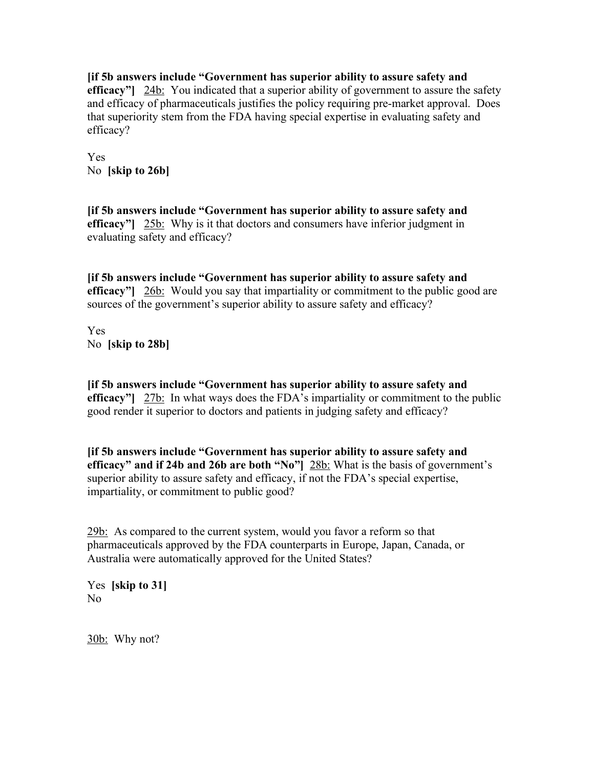**[if 5b answers include "Government has superior ability to assure safety and efficacy"]** 24b: You indicated that a superior ability of government to assure the safety and efficacy of pharmaceuticals justifies the policy requiring pre-market approval. Does that superiority stem from the FDA having special expertise in evaluating safety and efficacy?

Yes
No **[skip to 26b]**

**[if 5b answers include "Government has superior ability to assure safety and efficacy"]** 25b: Why is it that doctors and consumers have inferior judgment in evaluating safety and efficacy?

**[if 5b answers include "Government has superior ability to assure safety and efficacy"]** 26b: Would you say that impartiality or commitment to the public good are sources of the government's superior ability to assure safety and efficacy?

Yes
No **[skip to 28b]**

**[if 5b answers include "Government has superior ability to assure safety and efficacy"]** 27b: In what ways does the FDA's impartiality or commitment to the public good render it superior to doctors and patients in judging safety and efficacy?

**[if 5b answers include "Government has superior ability to assure safety and efficacy" and if 24b and 26b are both "No"]** 28b: What is the basis of government's superior ability to assure safety and efficacy, if not the FDA's special expertise, impartiality, or commitment to public good?

29b: As compared to the current system, would you favor a reform so that pharmaceuticals approved by the FDA counterparts in Europe, Japan, Canada, or Australia were automatically approved for the United States?

Yes **[skip to 31]**
No

30b: Why not?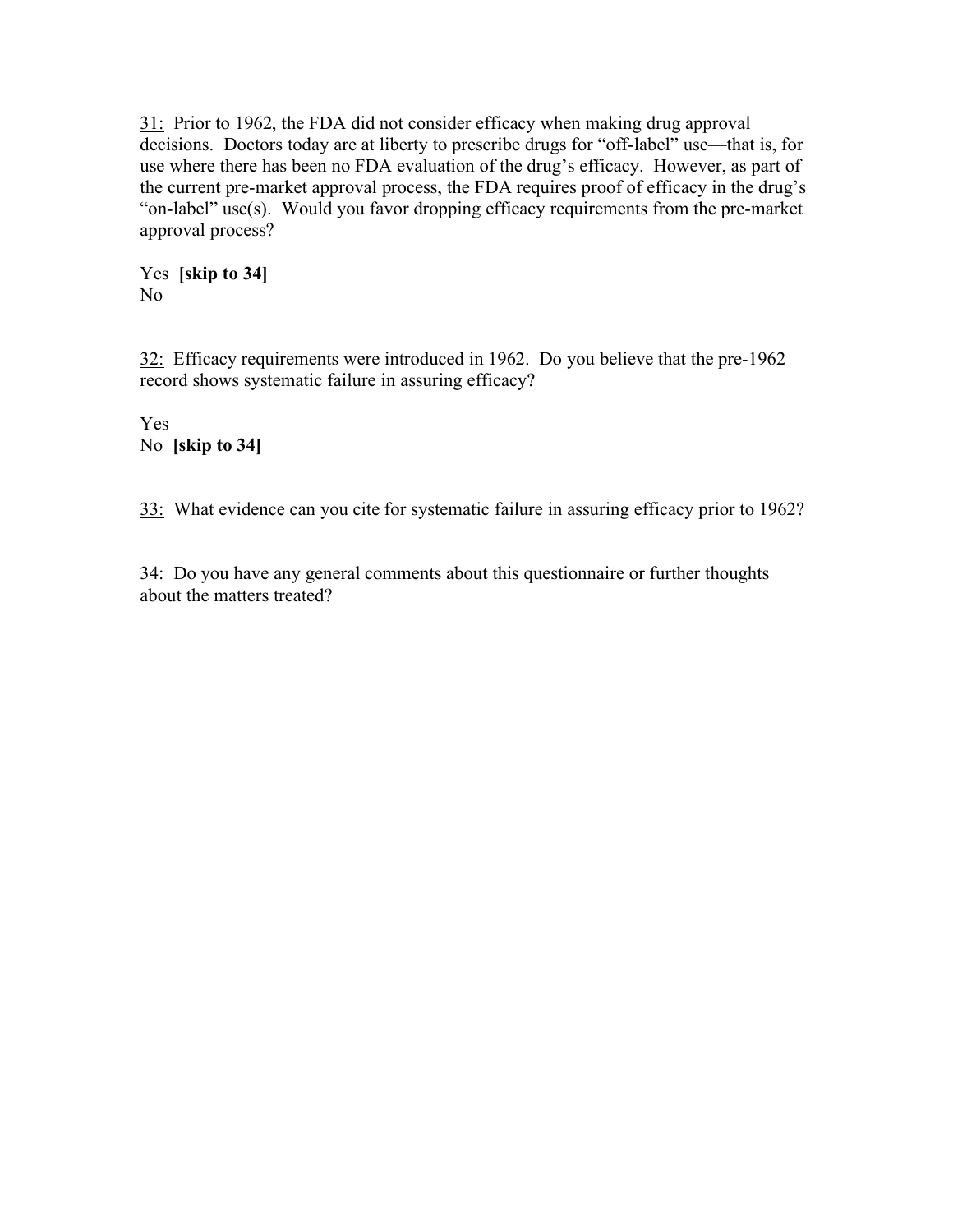31: Prior to 1962, the FDA did not consider efficacy when making drug approval decisions. Doctors today are at liberty to prescribe drugs for "off-label" use—that is, for use where there has been no FDA evaluation of the drug's efficacy. However, as part of the current pre-market approval process, the FDA requires proof of efficacy in the drug's "on-label" use(s). Would you favor dropping efficacy requirements from the pre-market approval process?

Yes **[skip to 34]**
No

32: Efficacy requirements were introduced in 1962. Do you believe that the pre-1962 record shows systematic failure in assuring efficacy?

Yes
No **[skip to 34]**

33: What evidence can you cite for systematic failure in assuring efficacy prior to 1962?

34: Do you have any general comments about this questionnaire or further thoughts about the matters treated?